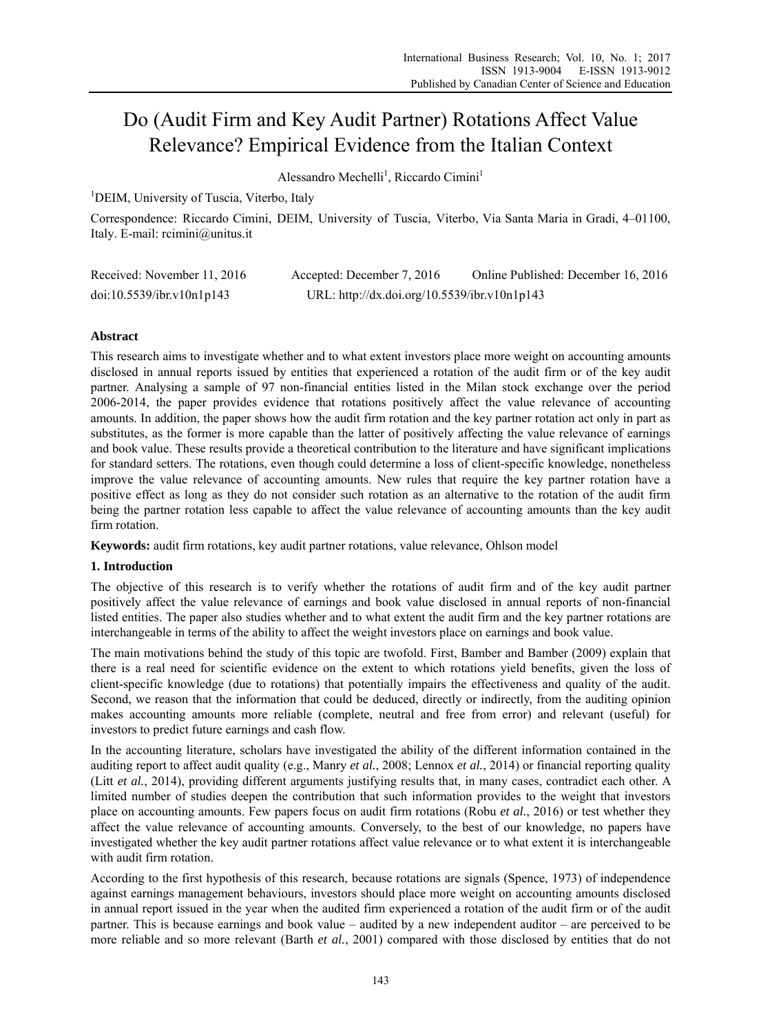# Do (Audit Firm and Key Audit Partner) Rotations Affect Value Relevance? Empirical Evidence from the Italian Context

Alessandro Mechelli[1], Riccardo Cimini[1]

[1]DEIM, University of Tuscia, Viterbo, Italy

Correspondence: Riccardo Cimini, DEIM, University of Tuscia, Viterbo, Via Santa Maria in Gradi, 4–01100, Italy. E-mail: rcimini@unitus.it

Received: November 11, 2016 Accepted: December 7, 2016 Online Published: December 16, 2016

doi:10.5539/ibr.v10n1p143 URL: http://dx.doi.org/10.5539/ibr.v10n1p143

## Abstract

This research aims to investigate whether and to what extent investors place more weight on accounting amounts disclosed in annual reports issued by entities that experienced a rotation of the audit firm or of the key audit partner. Analysing a sample of 97 non-financial entities listed in the Milan stock exchange over the period 2006-2014, the paper provides evidence that rotations positively affect the value relevance of accounting amounts. In addition, the paper shows how the audit firm rotation and the key partner rotation act only in part as substitutes, as the former is more capable than the latter of positively affecting the value relevance of earnings and book value. These results provide a theoretical contribution to the literature and have significant implications for standard setters. The rotations, even though could determine a loss of client-specific knowledge, nonetheless improve the value relevance of accounting amounts. New rules that require the key partner rotation have a positive effect as long as they do not consider such rotation as an alternative to the rotation of the audit firm being the partner rotation less capable to affect the value relevance of accounting amounts than the key audit firm rotation.

**Keywords:** audit firm rotations, key audit partner rotations, value relevance, Ohlson model

## 1. Introduction

The objective of this research is to verify whether the rotations of audit firm and of the key audit partner positively affect the value relevance of earnings and book value disclosed in annual reports of non-financial listed entities. The paper also studies whether and to what extent the audit firm and the key partner rotations are interchangeable in terms of the ability to affect the weight investors place on earnings and book value.

The main motivations behind the study of this topic are twofold. First, Bamber and Bamber (2009) explain that there is a real need for scientific evidence on the extent to which rotations yield benefits, given the loss of client-specific knowledge (due to rotations) that potentially impairs the effectiveness and quality of the audit. Second, we reason that the information that could be deduced, directly or indirectly, from the auditing opinion makes accounting amounts more reliable (complete, neutral and free from error) and relevant (useful) for investors to predict future earnings and cash flow.

In the accounting literature, scholars have investigated the ability of the different information contained in the auditing report to affect audit quality (e.g., Manry *et al.*, 2008; Lennox *et al.*, 2014) or financial reporting quality (Litt *et al.*, 2014), providing different arguments justifying results that, in many cases, contradict each other. A limited number of studies deepen the contribution that such information provides to the weight that investors place on accounting amounts. Few papers focus on audit firm rotations (Robu *et al.*, 2016) or test whether they affect the value relevance of accounting amounts. Conversely, to the best of our knowledge, no papers have investigated whether the key audit partner rotations affect value relevance or to what extent it is interchangeable with audit firm rotation.

According to the first hypothesis of this research, because rotations are signals (Spence, 1973) of independence against earnings management behaviours, investors should place more weight on accounting amounts disclosed in annual report issued in the year when the audited firm experienced a rotation of the audit firm or of the audit partner. This is because earnings and book value – audited by a new independent auditor – are perceived to be more reliable and so more relevant (Barth *et al.*, 2001) compared with those disclosed by entities that do not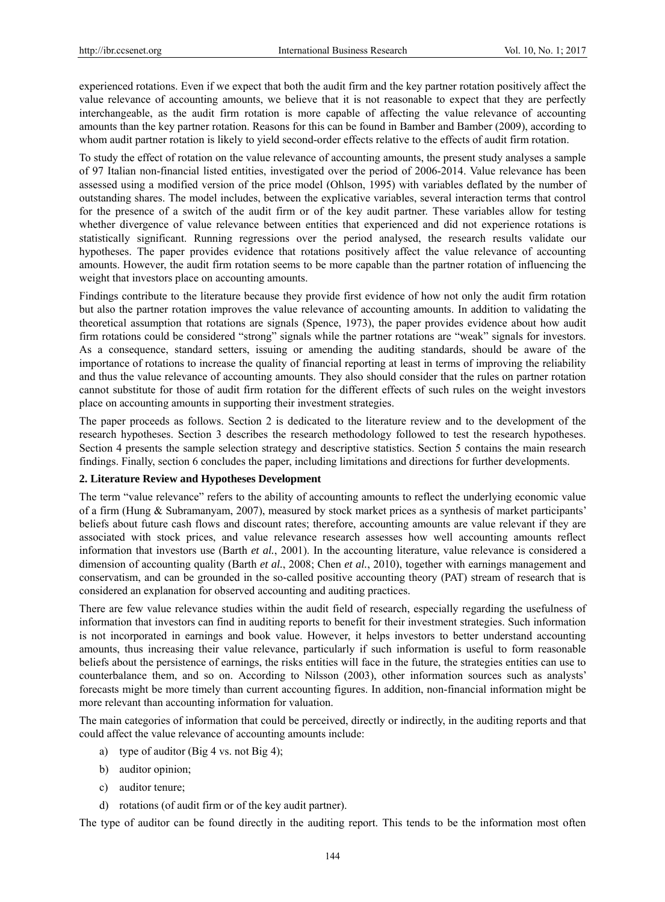experienced rotations. Even if we expect that both the audit firm and the key partner rotation positively affect the value relevance of accounting amounts, we believe that it is not reasonable to expect that they are perfectly interchangeable, as the audit firm rotation is more capable of affecting the value relevance of accounting amounts than the key partner rotation. Reasons for this can be found in Bamber and Bamber (2009), according to whom audit partner rotation is likely to yield second-order effects relative to the effects of audit firm rotation.

To study the effect of rotation on the value relevance of accounting amounts, the present study analyses a sample of 97 Italian non-financial listed entities, investigated over the period of 2006-2014. Value relevance has been assessed using a modified version of the price model (Ohlson, 1995) with variables deflated by the number of outstanding shares. The model includes, between the explicative variables, several interaction terms that control for the presence of a switch of the audit firm or of the key audit partner. These variables allow for testing whether divergence of value relevance between entities that experienced and did not experience rotations is statistically significant. Running regressions over the period analysed, the research results validate our hypotheses. The paper provides evidence that rotations positively affect the value relevance of accounting amounts. However, the audit firm rotation seems to be more capable than the partner rotation of influencing the weight that investors place on accounting amounts.

Findings contribute to the literature because they provide first evidence of how not only the audit firm rotation but also the partner rotation improves the value relevance of accounting amounts. In addition to validating the theoretical assumption that rotations are signals (Spence, 1973), the paper provides evidence about how audit firm rotations could be considered "strong" signals while the partner rotations are "weak" signals for investors. As a consequence, standard setters, issuing or amending the auditing standards, should be aware of the importance of rotations to increase the quality of financial reporting at least in terms of improving the reliability and thus the value relevance of accounting amounts. They also should consider that the rules on partner rotation cannot substitute for those of audit firm rotation for the different effects of such rules on the weight investors place on accounting amounts in supporting their investment strategies.

The paper proceeds as follows. Section 2 is dedicated to the literature review and to the development of the research hypotheses. Section 3 describes the research methodology followed to test the research hypotheses. Section 4 presents the sample selection strategy and descriptive statistics. Section 5 contains the main research findings. Finally, section 6 concludes the paper, including limitations and directions for further developments.

## 2. Literature Review and Hypotheses Development

The term "value relevance" refers to the ability of accounting amounts to reflect the underlying economic value of a firm (Hung & Subramanyam, 2007), measured by stock market prices as a synthesis of market participants' beliefs about future cash flows and discount rates; therefore, accounting amounts are value relevant if they are associated with stock prices, and value relevance research assesses how well accounting amounts reflect information that investors use (Barth *et al.*, 2001). In the accounting literature, value relevance is considered a dimension of accounting quality (Barth *et al.*, 2008; Chen *et al.*, 2010), together with earnings management and conservatism, and can be grounded in the so-called positive accounting theory (PAT) stream of research that is considered an explanation for observed accounting and auditing practices.

There are few value relevance studies within the audit field of research, especially regarding the usefulness of information that investors can find in auditing reports to benefit for their investment strategies. Such information is not incorporated in earnings and book value. However, it helps investors to better understand accounting amounts, thus increasing their value relevance, particularly if such information is useful to form reasonable beliefs about the persistence of earnings, the risks entities will face in the future, the strategies entities can use to counterbalance them, and so on. According to Nilsson (2003), other information sources such as analysts' forecasts might be more timely than current accounting figures. In addition, non-financial information might be more relevant than accounting information for valuation.

The main categories of information that could be perceived, directly or indirectly, in the auditing reports and that could affect the value relevance of accounting amounts include:

a) type of auditor (Big 4 vs. not Big 4);
b) auditor opinion;
c) auditor tenure;
d) rotations (of audit firm or of the key audit partner).

The type of auditor can be found directly in the auditing report. This tends to be the information most often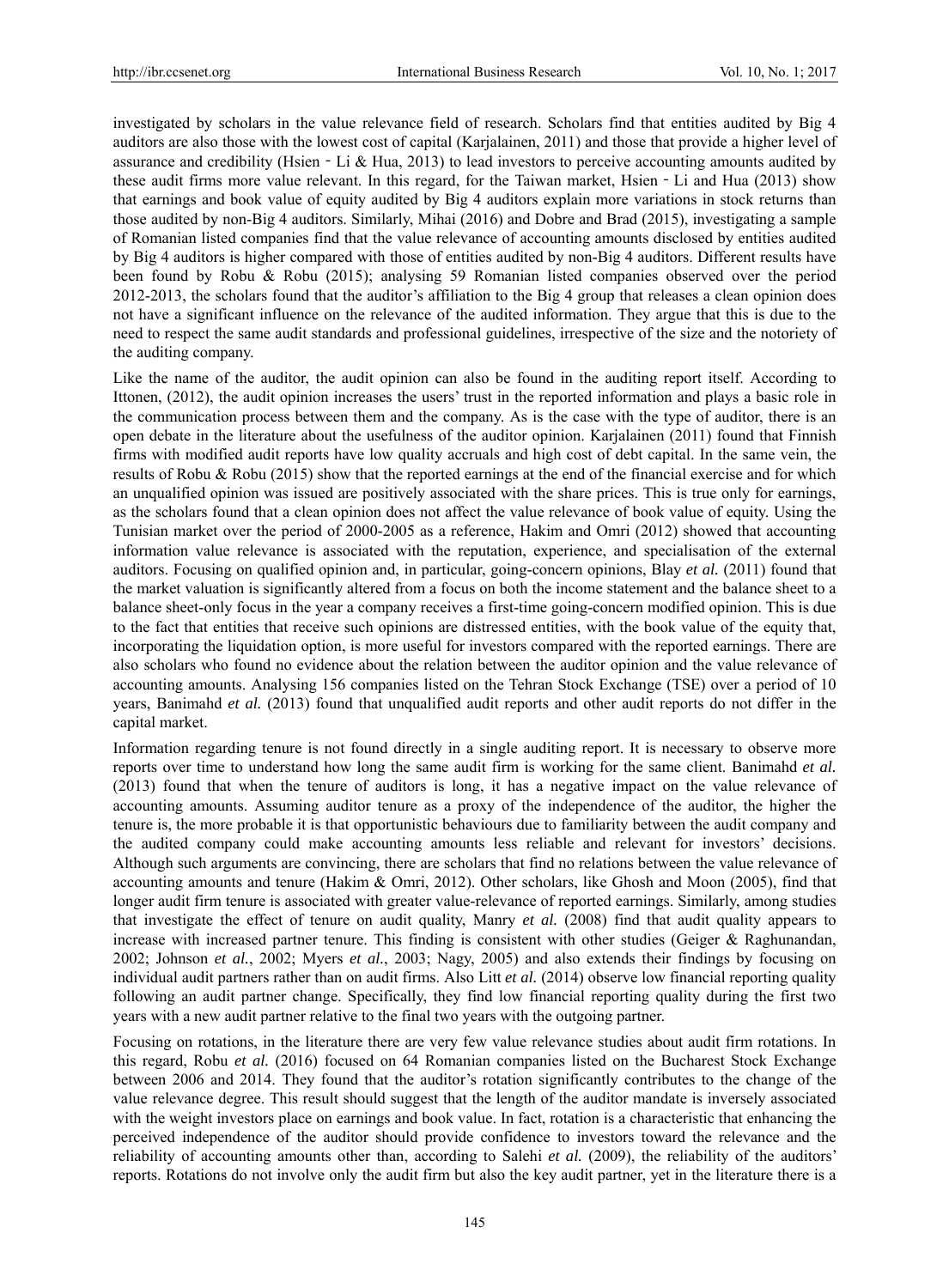investigated by scholars in the value relevance field of research. Scholars find that entities audited by Big 4 auditors are also those with the lowest cost of capital (Karjalainen, 2011) and those that provide a higher level of assurance and credibility (Hsien‐Li & Hua, 2013) to lead investors to perceive accounting amounts audited by these audit firms more value relevant. In this regard, for the Taiwan market, Hsien‐Li and Hua (2013) show that earnings and book value of equity audited by Big 4 auditors explain more variations in stock returns than those audited by non-Big 4 auditors. Similarly, Mihai (2016) and Dobre and Brad (2015), investigating a sample of Romanian listed companies find that the value relevance of accounting amounts disclosed by entities audited by Big 4 auditors is higher compared with those of entities audited by non-Big 4 auditors. Different results have been found by Robu & Robu (2015); analysing 59 Romanian listed companies observed over the period 2012-2013, the scholars found that the auditor's affiliation to the Big 4 group that releases a clean opinion does not have a significant influence on the relevance of the audited information. They argue that this is due to the need to respect the same audit standards and professional guidelines, irrespective of the size and the notoriety of the auditing company.

Like the name of the auditor, the audit opinion can also be found in the auditing report itself. According to Ittonen, (2012), the audit opinion increases the users' trust in the reported information and plays a basic role in the communication process between them and the company. As is the case with the type of auditor, there is an open debate in the literature about the usefulness of the auditor opinion. Karjalainen (2011) found that Finnish firms with modified audit reports have low quality accruals and high cost of debt capital. In the same vein, the results of Robu & Robu (2015) show that the reported earnings at the end of the financial exercise and for which an unqualified opinion was issued are positively associated with the share prices. This is true only for earnings, as the scholars found that a clean opinion does not affect the value relevance of book value of equity. Using the Tunisian market over the period of 2000-2005 as a reference, Hakim and Omri (2012) showed that accounting information value relevance is associated with the reputation, experience, and specialisation of the external auditors. Focusing on qualified opinion and, in particular, going-concern opinions, Blay *et al.* (2011) found that the market valuation is significantly altered from a focus on both the income statement and the balance sheet to a balance sheet-only focus in the year a company receives a first-time going-concern modified opinion. This is due to the fact that entities that receive such opinions are distressed entities, with the book value of the equity that, incorporating the liquidation option, is more useful for investors compared with the reported earnings. There are also scholars who found no evidence about the relation between the auditor opinion and the value relevance of accounting amounts. Analysing 156 companies listed on the Tehran Stock Exchange (TSE) over a period of 10 years, Banimahd *et al.* (2013) found that unqualified audit reports and other audit reports do not differ in the capital market.

Information regarding tenure is not found directly in a single auditing report. It is necessary to observe more reports over time to understand how long the same audit firm is working for the same client. Banimahd *et al.* (2013) found that when the tenure of auditors is long, it has a negative impact on the value relevance of accounting amounts. Assuming auditor tenure as a proxy of the independence of the auditor, the higher the tenure is, the more probable it is that opportunistic behaviours due to familiarity between the audit company and the audited company could make accounting amounts less reliable and relevant for investors' decisions. Although such arguments are convincing, there are scholars that find no relations between the value relevance of accounting amounts and tenure (Hakim & Omri, 2012). Other scholars, like Ghosh and Moon (2005), find that longer audit firm tenure is associated with greater value-relevance of reported earnings. Similarly, among studies that investigate the effect of tenure on audit quality, Manry *et al.* (2008) find that audit quality appears to increase with increased partner tenure. This finding is consistent with other studies (Geiger & Raghunandan, 2002; Johnson *et al.*, 2002; Myers *et al.*, 2003; Nagy, 2005) and also extends their findings by focusing on individual audit partners rather than on audit firms. Also Litt *et al.* (2014) observe low financial reporting quality following an audit partner change. Specifically, they find low financial reporting quality during the first two years with a new audit partner relative to the final two years with the outgoing partner.

Focusing on rotations, in the literature there are very few value relevance studies about audit firm rotations. In this regard, Robu *et al.* (2016) focused on 64 Romanian companies listed on the Bucharest Stock Exchange between 2006 and 2014. They found that the auditor's rotation significantly contributes to the change of the value relevance degree. This result should suggest that the length of the auditor mandate is inversely associated with the weight investors place on earnings and book value. In fact, rotation is a characteristic that enhancing the perceived independence of the auditor should provide confidence to investors toward the relevance and the reliability of accounting amounts other than, according to Salehi *et al.* (2009), the reliability of the auditors' reports. Rotations do not involve only the audit firm but also the key audit partner, yet in the literature there is a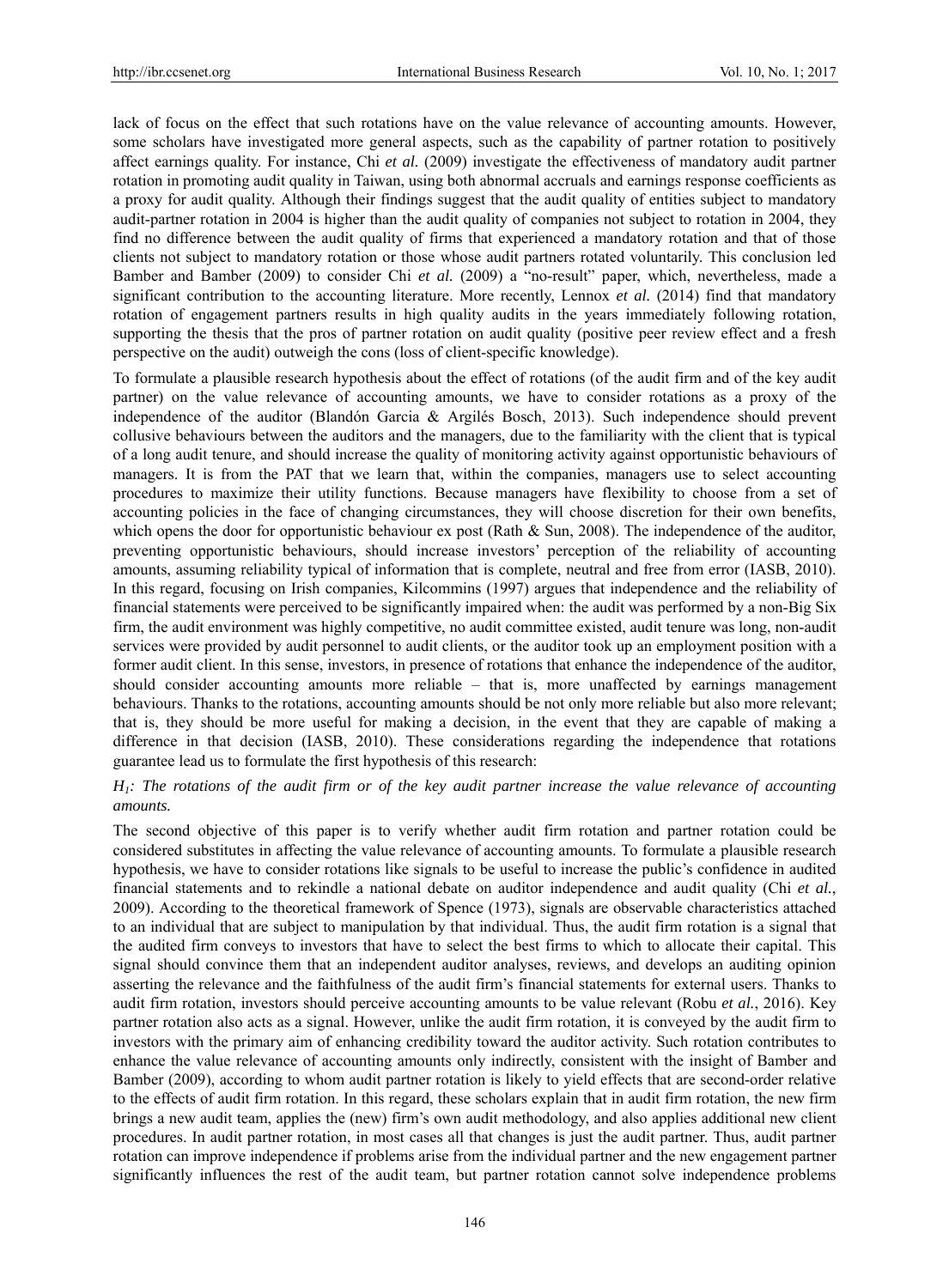lack of focus on the effect that such rotations have on the value relevance of accounting amounts. However, some scholars have investigated more general aspects, such as the capability of partner rotation to positively affect earnings quality. For instance, Chi *et al.* (2009) investigate the effectiveness of mandatory audit partner rotation in promoting audit quality in Taiwan, using both abnormal accruals and earnings response coefficients as a proxy for audit quality. Although their findings suggest that the audit quality of entities subject to mandatory audit-partner rotation in 2004 is higher than the audit quality of companies not subject to rotation in 2004, they find no difference between the audit quality of firms that experienced a mandatory rotation and that of those clients not subject to mandatory rotation or those whose audit partners rotated voluntarily. This conclusion led Bamber and Bamber (2009) to consider Chi *et al.* (2009) a "no-result" paper, which, nevertheless, made a significant contribution to the accounting literature. More recently, Lennox *et al.* (2014) find that mandatory rotation of engagement partners results in high quality audits in the years immediately following rotation, supporting the thesis that the pros of partner rotation on audit quality (positive peer review effect and a fresh perspective on the audit) outweigh the cons (loss of client-specific knowledge).

To formulate a plausible research hypothesis about the effect of rotations (of the audit firm and of the key audit partner) on the value relevance of accounting amounts, we have to consider rotations as a proxy of the independence of the auditor (Blandón Garcia & Argilés Bosch, 2013). Such independence should prevent collusive behaviours between the auditors and the managers, due to the familiarity with the client that is typical of a long audit tenure, and should increase the quality of monitoring activity against opportunistic behaviours of managers. It is from the PAT that we learn that, within the companies, managers use to select accounting procedures to maximize their utility functions. Because managers have flexibility to choose from a set of accounting policies in the face of changing circumstances, they will choose discretion for their own benefits, which opens the door for opportunistic behaviour ex post (Rath & Sun, 2008). The independence of the auditor, preventing opportunistic behaviours, should increase investors' perception of the reliability of accounting amounts, assuming reliability typical of information that is complete, neutral and free from error (IASB, 2010). In this regard, focusing on Irish companies, Kilcommins (1997) argues that independence and the reliability of financial statements were perceived to be significantly impaired when: the audit was performed by a non-Big Six firm, the audit environment was highly competitive, no audit committee existed, audit tenure was long, non-audit services were provided by audit personnel to audit clients, or the auditor took up an employment position with a former audit client. In this sense, investors, in presence of rotations that enhance the independence of the auditor, should consider accounting amounts more reliable – that is, more unaffected by earnings management behaviours. Thanks to the rotations, accounting amounts should be not only more reliable but also more relevant; that is, they should be more useful for making a decision, in the event that they are capable of making a difference in that decision (IASB, 2010). These considerations regarding the independence that rotations guarantee lead us to formulate the first hypothesis of this research:

*$H_1$: The rotations of the audit firm or of the key audit partner increase the value relevance of accounting amounts.*

The second objective of this paper is to verify whether audit firm rotation and partner rotation could be considered substitutes in affecting the value relevance of accounting amounts. To formulate a plausible research hypothesis, we have to consider rotations like signals to be useful to increase the public's confidence in audited financial statements and to rekindle a national debate on auditor independence and audit quality (Chi *et al.*, 2009). According to the theoretical framework of Spence (1973), signals are observable characteristics attached to an individual that are subject to manipulation by that individual. Thus, the audit firm rotation is a signal that the audited firm conveys to investors that have to select the best firms to which to allocate their capital. This signal should convince them that an independent auditor analyses, reviews, and develops an auditing opinion asserting the relevance and the faithfulness of the audit firm's financial statements for external users. Thanks to audit firm rotation, investors should perceive accounting amounts to be value relevant (Robu *et al.*, 2016). Key partner rotation also acts as a signal. However, unlike the audit firm rotation, it is conveyed by the audit firm to investors with the primary aim of enhancing credibility toward the auditor activity. Such rotation contributes to enhance the value relevance of accounting amounts only indirectly, consistent with the insight of Bamber and Bamber (2009), according to whom audit partner rotation is likely to yield effects that are second-order relative to the effects of audit firm rotation. In this regard, these scholars explain that in audit firm rotation, the new firm brings a new audit team, applies the (new) firm's own audit methodology, and also applies additional new client procedures. In audit partner rotation, in most cases all that changes is just the audit partner. Thus, audit partner rotation can improve independence if problems arise from the individual partner and the new engagement partner significantly influences the rest of the audit team, but partner rotation cannot solve independence problems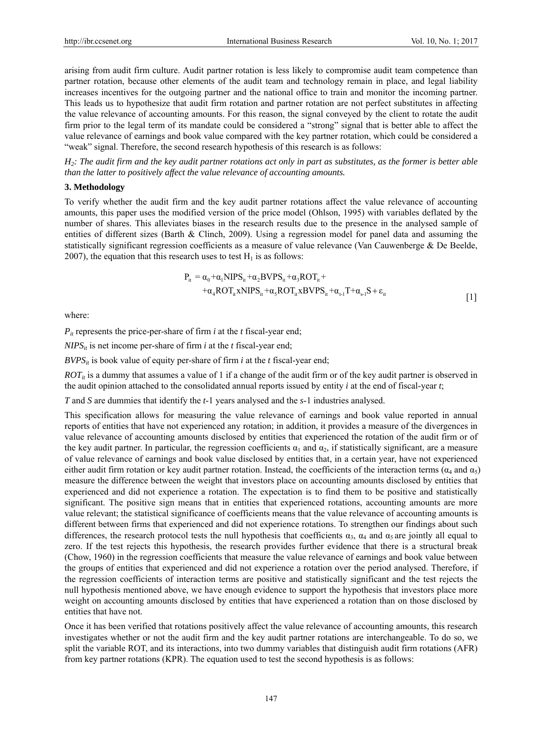arising from audit firm culture. Audit partner rotation is less likely to compromise audit team competence than partner rotation, because other elements of the audit team and technology remain in place, and legal liability increases incentives for the outgoing partner and the national office to train and monitor the incoming partner. This leads us to hypothesize that audit firm rotation and partner rotation are not perfect substitutes in affecting the value relevance of accounting amounts. For this reason, the signal conveyed by the client to rotate the audit firm prior to the legal term of its mandate could be considered a "strong" signal that is better able to affect the value relevance of earnings and book value compared with the key partner rotation, which could be considered a "weak" signal. Therefore, the second research hypothesis of this research is as follows:

*$H_2$: The audit firm and the key audit partner rotations act only in part as substitutes, as the former is better able than the latter to positively affect the value relevance of accounting amounts.*

### 3. Methodology

To verify whether the audit firm and the key audit partner rotations affect the value relevance of accounting amounts, this paper uses the modified version of the price model (Ohlson, 1995) with variables deflated by the number of shares. This alleviates biases in the research results due to the presence in the analysed sample of entities of different sizes (Barth & Clinch, 2009). Using a regression model for panel data and assuming the statistically significant regression coefficients as a measure of value relevance (Van Cauwenberge & De Beelde, 2007), the equation that this research uses to test $H_1$ is as follows:

$$P_{it} = \alpha_0 + \alpha_1 NIPS_{it} + \alpha_2 BVPS_{it} + \alpha_3 ROT_{it} + \alpha_4 ROT_{it} x NIPS_{it} + \alpha_5 ROT_{it} x BVPS_{it} + \alpha_{t-1} T + \alpha_{s-1} S + \varepsilon_{it} \quad [1]$$

where:

$P_{it}$ represents the price-per-share of firm *i* at the *t* fiscal-year end;

$NIPS_{it}$ is net income per-share of firm *i* at the *t* fiscal-year end;

$BVPS_{it}$ is book value of equity per-share of firm *i* at the *t* fiscal-year end;

$ROT_{it}$ is a dummy that assumes a value of 1 if a change of the audit firm or of the key audit partner is observed in the audit opinion attached to the consolidated annual reports issued by entity *i* at the end of fiscal-year *t*;

*T* and *S* are dummies that identify the *t*-1 years analysed and the *s*-1 industries analysed.

This specification allows for measuring the value relevance of earnings and book value reported in annual reports of entities that have not experienced any rotation; in addition, it provides a measure of the divergences in value relevance of accounting amounts disclosed by entities that experienced the rotation of the audit firm or of the key audit partner. In particular, the regression coefficients $\alpha_1$ and $\alpha_2$, if statistically significant, are a measure of value relevance of earnings and book value disclosed by entities that, in a certain year, have not experienced either audit firm rotation or key audit partner rotation. Instead, the coefficients of the interaction terms ($\alpha_4$ and $\alpha_5$) measure the difference between the weight that investors place on accounting amounts disclosed by entities that experienced and did not experience a rotation. The expectation is to find them to be positive and statistically significant. The positive sign means that in entities that experienced rotations, accounting amounts are more value relevant; the statistical significance of coefficients means that the value relevance of accounting amounts is different between firms that experienced and did not experience rotations. To strengthen our findings about such differences, the research protocol tests the null hypothesis that coefficients $\alpha_3$, $\alpha_4$ and $\alpha_5$ are jointly all equal to zero. If the test rejects this hypothesis, the research provides further evidence that there is a structural break (Chow, 1960) in the regression coefficients that measure the value relevance of earnings and book value between the groups of entities that experienced and did not experience a rotation over the period analysed. Therefore, if the regression coefficients of interaction terms are positive and statistically significant and the test rejects the null hypothesis mentioned above, we have enough evidence to support the hypothesis that investors place more weight on accounting amounts disclosed by entities that have experienced a rotation than on those disclosed by entities that have not.

Once it has been verified that rotations positively affect the value relevance of accounting amounts, this research investigates whether or not the audit firm and the key audit partner rotations are interchangeable. To do so, we split the variable ROT, and its interactions, into two dummy variables that distinguish audit firm rotations (AFR) from key partner rotations (KPR). The equation used to test the second hypothesis is as follows: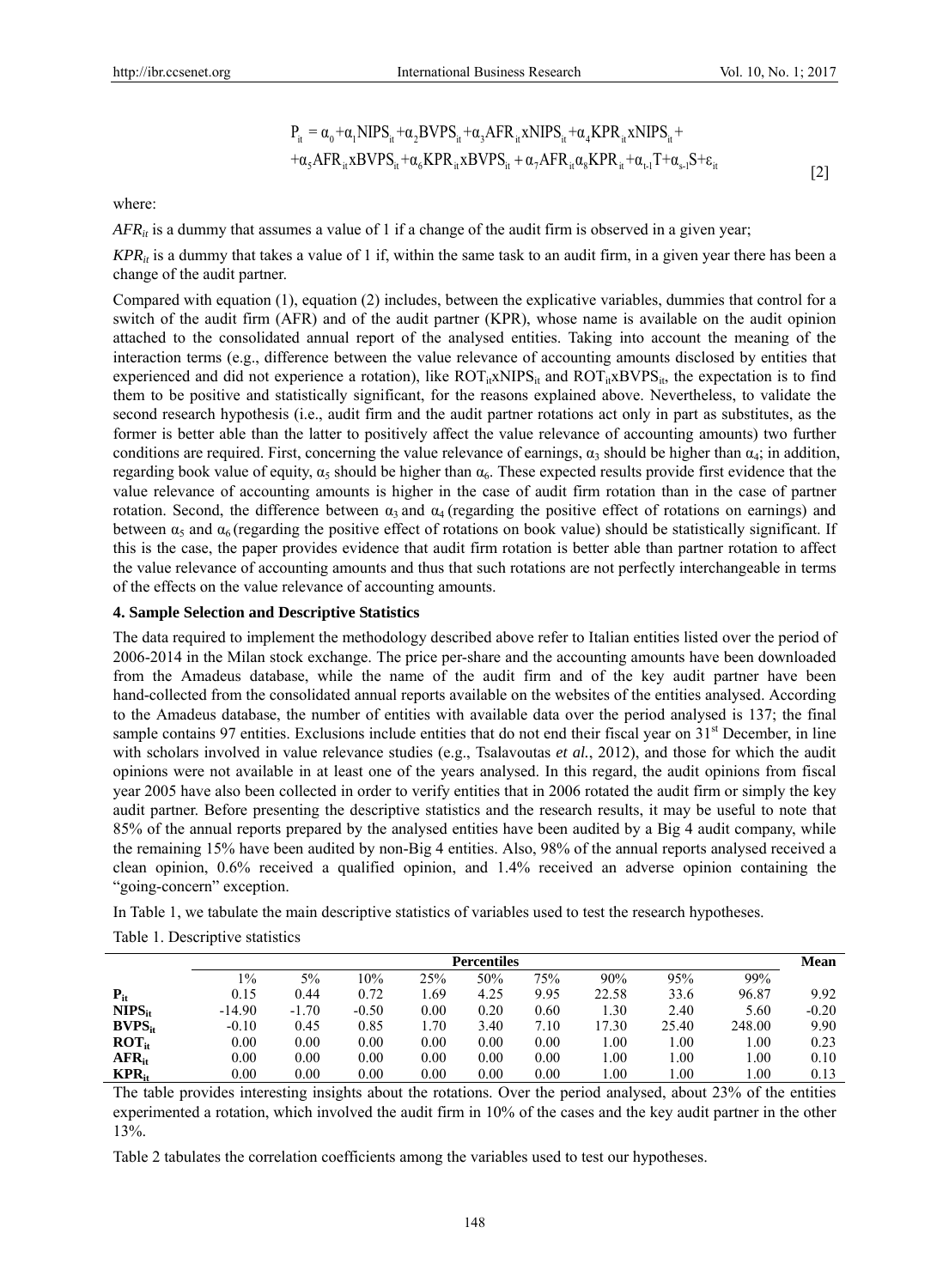$$P_{it} = \alpha_0 + \alpha_1 NIPS_{it} + \alpha_2 BVPS_{it} + \alpha_3 AFR_{it} xNIPS_{it} + \alpha_4 KPR_{it} xNIPS_{it} + \\ + \alpha_5 AFR_{it} xBVPS_{it} + \alpha_6 KPR_{it} xBVPS_{it} + \alpha_7 AFR_{it} \alpha_8 KPR_{it} + \alpha_{t-1} T + \alpha_{s-1} S + \varepsilon_{it} \quad [2]$$

where:

$AFR_{it}$ is a dummy that assumes a value of 1 if a change of the audit firm is observed in a given year;

$KPR_{it}$ is a dummy that takes a value of 1 if, within the same task to an audit firm, in a given year there has been a change of the audit partner.

Compared with equation (1), equation (2) includes, between the explicative variables, dummies that control for a switch of the audit firm (AFR) and of the audit partner (KPR), whose name is available on the audit opinion attached to the consolidated annual report of the analysed entities. Taking into account the meaning of the interaction terms (e.g., difference between the value relevance of accounting amounts disclosed by entities that experienced and did not experience a rotation), like $ROT_{it}xNIPS_{it}$ and $ROT_{it}xBVPS_{it}$, the expectation is to find them to be positive and statistically significant, for the reasons explained above. Nevertheless, to validate the second research hypothesis (i.e., audit firm and the audit partner rotations act only in part as substitutes, as the former is better able than the latter to positively affect the value relevance of accounting amounts) two further conditions are required. First, concerning the value relevance of earnings, $\alpha_3$ should be higher than $\alpha_4$; in addition, regarding book value of equity, $\alpha_5$ should be higher than $\alpha_6$. These expected results provide first evidence that the value relevance of accounting amounts is higher in the case of audit firm rotation than in the case of partner rotation. Second, the difference between $\alpha_3$ and $\alpha_4$ (regarding the positive effect of rotations on earnings) and between $\alpha_5$ and $\alpha_6$ (regarding the positive effect of rotations on book value) should be statistically significant. If this is the case, the paper provides evidence that audit firm rotation is better able than partner rotation to affect the value relevance of accounting amounts and thus that such rotations are not perfectly interchangeable in terms of the effects on the value relevance of accounting amounts.

### 4. Sample Selection and Descriptive Statistics

The data required to implement the methodology described above refer to Italian entities listed over the period of 2006-2014 in the Milan stock exchange. The price per-share and the accounting amounts have been downloaded from the Amadeus database, while the name of the audit firm and of the key audit partner have been hand-collected from the consolidated annual reports available on the websites of the entities analysed. According to the Amadeus database, the number of entities with available data over the period analysed is 137; the final sample contains 97 entities. Exclusions include entities that do not end their fiscal year on 31st December, in line with scholars involved in value relevance studies (e.g., Tsalavoutas *et al.*, 2012), and those for which the audit opinions were not available in at least one of the years analysed. In this regard, the audit opinions from fiscal year 2005 have also been collected in order to verify entities that in 2006 rotated the audit firm or simply the key audit partner. Before presenting the descriptive statistics and the research results, it may be useful to note that 85% of the annual reports prepared by the analysed entities have been audited by a Big 4 audit company, while the remaining 15% have been audited by non-Big 4 entities. Also, 98% of the annual reports analysed received a clean opinion, 0.6% received a qualified opinion, and 1.4% received an adverse opinion containing the "going-concern" exception.

In Table 1, we tabulate the main descriptive statistics of variables used to test the research hypotheses.

Table 1. Descriptive statistics

| | Percentiles | | | | | | | | | **Mean** |
|---|---|---|---|---|---|---|---|---|---|---|
| | 1% | 5% | 10% | 25% | 50% | 75% | 90% | 95% | 99% | |
| $\mathbf{P_{it}}$ | 0.15 | 0.44 | 0.72 | 1.69 | 4.25 | 9.95 | 22.58 | 33.6 | 96.87 | 9.92 |
| $\mathbf{NIPS_{it}}$ | -14.90 | -1.70 | -0.50 | 0.00 | 0.20 | 0.60 | 1.30 | 2.40 | 5.60 | -0.20 |
| $\mathbf{BVPS_{it}}$ | -0.10 | 0.45 | 0.85 | 1.70 | 3.40 | 7.10 | 17.30 | 25.40 | 248.00 | 9.90 |
| $\mathbf{ROT_{it}}$ | 0.00 | 0.00 | 0.00 | 0.00 | 0.00 | 0.00 | 1.00 | 1.00 | 1.00 | 0.23 |
| $\mathbf{AFR_{it}}$ | 0.00 | 0.00 | 0.00 | 0.00 | 0.00 | 0.00 | 1.00 | 1.00 | 1.00 | 0.10 |
| $\mathbf{KPR_{it}}$ | 0.00 | 0.00 | 0.00 | 0.00 | 0.00 | 0.00 | 1.00 | 1.00 | 1.00 | 0.13 |

The table provides interesting insights about the rotations. Over the period analysed, about 23% of the entities experimented a rotation, which involved the audit firm in 10% of the cases and the key audit partner in the other 13%.

Table 2 tabulates the correlation coefficients among the variables used to test our hypotheses.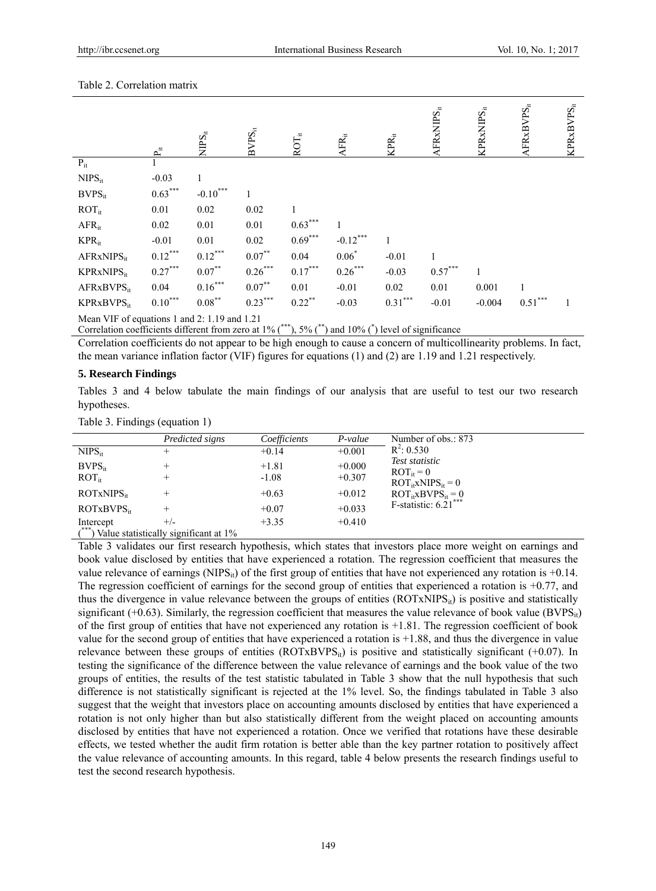Table 2. Correlation matrix

| | $P_{it}$ | $NIPS_{it}$ | $BVPS_{it}$ | $ROT_{it}$ | $AFR_{it}$ | $KPR_{it}$ | $AFRxNIPS_{it}$ | $KPRxNIPS_{it}$ | $AFRxBVPS_{it}$ | $KPRxBVPS_{it}$ |
|---|---|---|---|---|---|---|---|---|---|---|
| $P_{it}$ | 1 | | | | | | | | | |
| $NIPS_{it}$ | -0.03 | 1 | | | | | | | | |
| $BVPS_{it}$ | $0.63^{***}$ | $-0.10^{***}$ | 1 | | | | | | | |
| $ROT_{it}$ | 0.01 | 0.02 | 0.02 | 1 | | | | | | |
| $AFR_{it}$ | 0.02 | 0.01 | 0.01 | $0.63^{***}$ | 1 | | | | | |
| $KPR_{it}$ | -0.01 | 0.01 | 0.02 | $0.69^{***}$ | $-0.12^{***}$ | 1 | | | | |
| $AFRxNIPS_{it}$ | $0.12^{***}$ | $0.12^{***}$ | $0.07^{**}$ | 0.04 | $0.06^{*}$ | -0.01 | 1 | | | |
| $KPRxNIPS_{it}$ | $0.27^{***}$ | $0.07^{**}$ | $0.26^{***}$ | $0.17^{***}$ | $0.26^{***}$ | -0.03 | $0.57^{***}$ | 1 | | |
| $AFRxBVPS_{it}$ | 0.04 | $0.16^{***}$ | $0.07^{**}$ | 0.01 | -0.01 | 0.02 | 0.01 | 0.001 | 1 | |
| $KPRxBVPS_{it}$ | $0.10^{***}$ | $0.08^{**}$ | $0.23^{***}$ | $0.22^{**}$ | -0.03 | $0.31^{***}$ | -0.01 | -0.004 | $0.51^{***}$ | 1 |

Mean VIF of equations 1 and 2: 1.19 and 1.21

Correlation coefficients different from zero at 1% (***), 5% (**) and 10% (*) level of significance

Correlation coefficients do not appear to be high enough to cause a concern of multicollinearity problems. In fact, the mean variance inflation factor (VIF) figures for equations (1) and (2) are 1.19 and 1.21 respectively.

## 5. Research Findings

Tables 3 and 4 below tabulate the main findings of our analysis that are useful to test our two research hypotheses.

Table 3. Findings (equation 1)

| | *Predicted signs* | *Coefficients* | *P-value* | Number of obs.: 873 |
|---|---|---|---|---|
| $NIPS_{it}$ | + | +0.14 | +0.001 | $R^2$: 0.530 |
| $BVPS_{it}$ | + | +1.81 | +0.000 | *Test statistic* |
| $ROT_{it}$ | + | -1.08 | +0.307 | $ROT_{it} = 0$ |
| | | | | $ROT_{it}xNIPS_{it} = 0$ |
| $ROTxNIPS_{it}$ | + | +0.63 | +0.012 | $ROT_{it}xBVPS_{it} = 0$ |
| $ROTxBVPS_{it}$ | + | +0.07 | +0.033 | F-statistic: $6.21^{***}$ |
| Intercept | +/- | +3.35 | +0.410 | |

(***) Value statistically significant at 1%

Table 3 validates our first research hypothesis, which states that investors place more weight on earnings and book value disclosed by entities that have experienced a rotation. The regression coefficient that measures the value relevance of earnings ($NIPS_{it}$) of the first group of entities that have not experienced any rotation is +0.14. The regression coefficient of earnings for the second group of entities that experienced a rotation is +0.77, and thus the divergence in value relevance between the groups of entities ($ROTxNIPS_{it}$) is positive and statistically significant (+0.63). Similarly, the regression coefficient that measures the value relevance of book value ($BVPS_{it}$) of the first group of entities that have not experienced any rotation is +1.81. The regression coefficient of book value for the second group of entities that have experienced a rotation is +1.88, and thus the divergence in value relevance between these groups of entities ($ROTxBVPS_{it}$) is positive and statistically significant (+0.07). In testing the significance of the difference between the value relevance of earnings and the book value of the two groups of entities, the results of the test statistic tabulated in Table 3 show that the null hypothesis that such difference is not statistically significant is rejected at the 1% level. So, the findings tabulated in Table 3 also suggest that the weight that investors place on accounting amounts disclosed by entities that have experienced a rotation is not only higher than but also statistically different from the weight placed on accounting amounts disclosed by entities that have not experienced a rotation. Once we verified that rotations have these desirable effects, we tested whether the audit firm rotation is better able than the key partner rotation to positively affect the value relevance of accounting amounts. In this regard, table 4 below presents the research findings useful to test the second research hypothesis.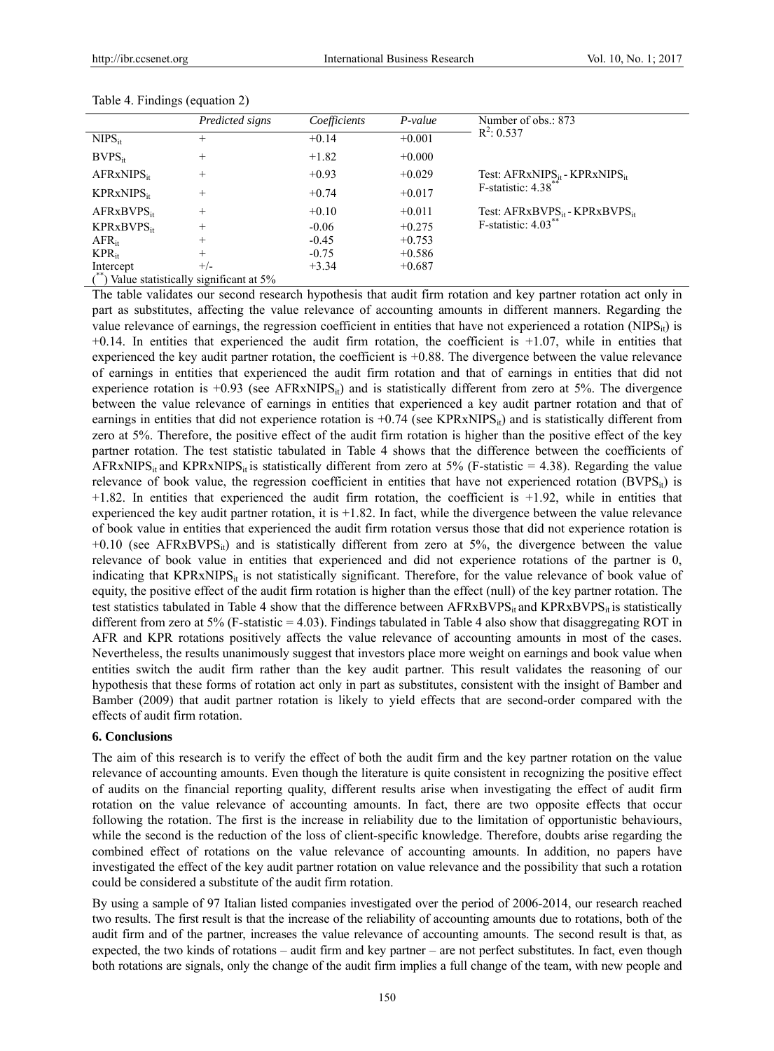Table 4. Findings (equation 2)

| | *Predicted signs* | *Coefficients* | *P-value* | Number of obs.: 873 $R^2$: 0.537 |
|---|---|---|---|---|
| $NIPS_{it}$ | + | +0.14 | +0.001 | |
| $BVPS_{it}$ | + | +1.82 | +0.000 | |
| $AFRxNIPS_{it}$ | + | +0.93 | +0.029 | Test: $AFRxNIPS_{it}$ - $KPRxNIPS_{it}$ F-statistic: 4.38$^{**}$ |
| $KPRxNIPS_{it}$ | + | +0.74 | +0.017 | |
| $AFRxBVPS_{it}$ | + | +0.10 | +0.011 | Test: $AFRxBVPS_{it}$ - $KPRxBVPS_{it}$ F-statistic: 4.03$^{**}$ |
| $KPRxBVPS_{it}$ | + | -0.06 | +0.275 | |
| $AFR_{it}$ | + | -0.45 | +0.753 | |
| $KPR_{it}$ | + | -0.75 | +0.586 | |
| Intercept | +/- | +3.34 | +0.687 | |

($^{**}$) Value statistically significant at 5%

The table validates our second research hypothesis that audit firm rotation and key partner rotation act only in part as substitutes, affecting the value relevance of accounting amounts in different manners. Regarding the value relevance of earnings, the regression coefficient in entities that have not experienced a rotation ($NIPS_{it}$) is +0.14. In entities that experienced the audit firm rotation, the coefficient is +1.07, while in entities that experienced the key audit partner rotation, the coefficient is +0.88. The divergence between the value relevance of earnings in entities that experienced the audit firm rotation and that of earnings in entities that did not experience rotation is +0.93 (see $AFRxNIPS_{it}$) and is statistically different from zero at 5%. The divergence between the value relevance of earnings in entities that experienced a key audit partner rotation and that of earnings in entities that did not experience rotation is +0.74 (see $KPRxNIPS_{it}$) and is statistically different from zero at 5%. Therefore, the positive effect of the audit firm rotation is higher than the positive effect of the key partner rotation. The test statistic tabulated in Table 4 shows that the difference between the coefficients of $AFRxNIPS_{it}$ and $KPRxNIPS_{it}$ is statistically different from zero at 5% (F-statistic = 4.38). Regarding the value relevance of book value, the regression coefficient in entities that have not experienced rotation ($BVPS_{it}$) is +1.82. In entities that experienced the audit firm rotation, the coefficient is +1.92, while in entities that experienced the key audit partner rotation, it is +1.82. In fact, while the divergence between the value relevance of book value in entities that experienced the audit firm rotation versus those that did not experience rotation is +0.10 (see $AFRxBVPS_{it}$) and is statistically different from zero at 5%, the divergence between the value relevance of book value in entities that experienced and did not experience rotations of the partner is 0, indicating that $KPRxNIPS_{it}$ is not statistically significant. Therefore, for the value relevance of book value of equity, the positive effect of the audit firm rotation is higher than the effect (null) of the key partner rotation. The test statistics tabulated in Table 4 show that the difference between $AFRxBVPS_{it}$ and $KPRxBVPS_{it}$ is statistically different from zero at 5% (F-statistic = 4.03). Findings tabulated in Table 4 also show that disaggregating ROT in AFR and KPR rotations positively affects the value relevance of accounting amounts in most of the cases. Nevertheless, the results unanimously suggest that investors place more weight on earnings and book value when entities switch the audit firm rather than the key audit partner. This result validates the reasoning of our hypothesis that these forms of rotation act only in part as substitutes, consistent with the insight of Bamber and Bamber (2009) that audit partner rotation is likely to yield effects that are second-order compared with the effects of audit firm rotation.

## 6. Conclusions

The aim of this research is to verify the effect of both the audit firm and the key partner rotation on the value relevance of accounting amounts. Even though the literature is quite consistent in recognizing the positive effect of audits on the financial reporting quality, different results arise when investigating the effect of audit firm rotation on the value relevance of accounting amounts. In fact, there are two opposite effects that occur following the rotation. The first is the increase in reliability due to the limitation of opportunistic behaviours, while the second is the reduction of the loss of client-specific knowledge. Therefore, doubts arise regarding the combined effect of rotations on the value relevance of accounting amounts. In addition, no papers have investigated the effect of the key audit partner rotation on value relevance and the possibility that such a rotation could be considered a substitute of the audit firm rotation.

By using a sample of 97 Italian listed companies investigated over the period of 2006-2014, our research reached two results. The first result is that the increase of the reliability of accounting amounts due to rotations, both of the audit firm and of the partner, increases the value relevance of accounting amounts. The second result is that, as expected, the two kinds of rotations – audit firm and key partner – are not perfect substitutes. In fact, even though both rotations are signals, only the change of the audit firm implies a full change of the team, with new people and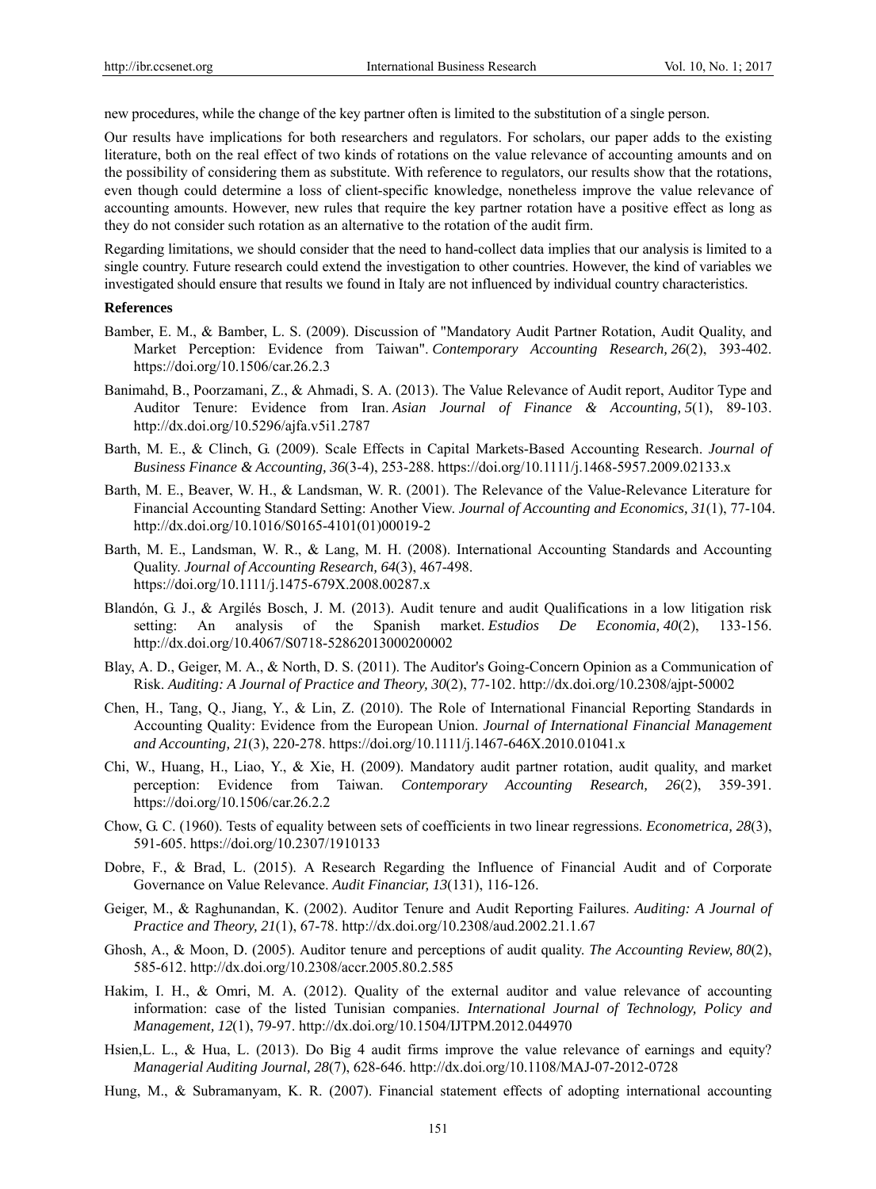new procedures, while the change of the key partner often is limited to the substitution of a single person.

Our results have implications for both researchers and regulators. For scholars, our paper adds to the existing literature, both on the real effect of two kinds of rotations on the value relevance of accounting amounts and on the possibility of considering them as substitute. With reference to regulators, our results show that the rotations, even though could determine a loss of client-specific knowledge, nonetheless improve the value relevance of accounting amounts. However, new rules that require the key partner rotation have a positive effect as long as they do not consider such rotation as an alternative to the rotation of the audit firm.

Regarding limitations, we should consider that the need to hand-collect data implies that our analysis is limited to a single country. Future research could extend the investigation to other countries. However, the kind of variables we investigated should ensure that results we found in Italy are not influenced by individual country characteristics.

**References**

Bamber, E. M., & Bamber, L. S. (2009). Discussion of "Mandatory Audit Partner Rotation, Audit Quality, and Market Perception: Evidence from Taiwan". *Contemporary Accounting Research, 26*(2), 393-402. https://doi.org/10.1506/car.26.2.3

Banimahd, B., Poorzamani, Z., & Ahmadi, S. A. (2013). The Value Relevance of Audit report, Auditor Type and Auditor Tenure: Evidence from Iran. *Asian Journal of Finance & Accounting, 5*(1), 89-103. http://dx.doi.org/10.5296/ajfa.v5i1.2787

Barth, M. E., & Clinch, G. (2009). Scale Effects in Capital Markets-Based Accounting Research. *Journal of Business Finance & Accounting, 36*(3-4), 253-288. https://doi.org/10.1111/j.1468-5957.2009.02133.x

Barth, M. E., Beaver, W. H., & Landsman, W. R. (2001). The Relevance of the Value-Relevance Literature for Financial Accounting Standard Setting: Another View. *Journal of Accounting and Economics, 31*(1), 77-104. http://dx.doi.org/10.1016/S0165-4101(01)00019-2

Barth, M. E., Landsman, W. R., & Lang, M. H. (2008). International Accounting Standards and Accounting Quality. *Journal of Accounting Research, 64*(3), 467-498. https://doi.org/10.1111/j.1475-679X.2008.00287.x

Blandón, G. J., & Argilés Bosch, J. M. (2013). Audit tenure and audit Qualifications in a low litigation risk setting: An analysis of the Spanish market. *Estudios De Economia, 40*(2), 133-156. http://dx.doi.org/10.4067/S0718-52862013000200002

Blay, A. D., Geiger, M. A., & North, D. S. (2011). The Auditor's Going-Concern Opinion as a Communication of Risk. *Auditing: A Journal of Practice and Theory, 30*(2), 77-102. http://dx.doi.org/10.2308/ajpt-50002

Chen, H., Tang, Q., Jiang, Y., & Lin, Z. (2010). The Role of International Financial Reporting Standards in Accounting Quality: Evidence from the European Union. *Journal of International Financial Management and Accounting, 21*(3), 220-278. https://doi.org/10.1111/j.1467-646X.2010.01041.x

Chi, W., Huang, H., Liao, Y., & Xie, H. (2009). Mandatory audit partner rotation, audit quality, and market perception: Evidence from Taiwan. *Contemporary Accounting Research, 26*(2), 359-391. https://doi.org/10.1506/car.26.2.2

Chow, G. C. (1960). Tests of equality between sets of coefficients in two linear regressions. *Econometrica, 28*(3), 591-605. https://doi.org/10.2307/1910133

Dobre, F., & Brad, L. (2015). A Research Regarding the Influence of Financial Audit and of Corporate Governance on Value Relevance. *Audit Financiar, 13*(131), 116-126.

Geiger, M., & Raghunandan, K. (2002). Auditor Tenure and Audit Reporting Failures. *Auditing: A Journal of Practice and Theory, 21*(1), 67-78. http://dx.doi.org/10.2308/aud.2002.21.1.67

Ghosh, A., & Moon, D. (2005). Auditor tenure and perceptions of audit quality. *The Accounting Review, 80*(2), 585-612. http://dx.doi.org/10.2308/accr.2005.80.2.585

Hakim, I. H., & Omri, M. A. (2012). Quality of the external auditor and value relevance of accounting information: case of the listed Tunisian companies. *International Journal of Technology, Policy and Management, 12*(1), 79-97. http://dx.doi.org/10.1504/IJTPM.2012.044970

Hsien,L. L., & Hua, L. (2013). Do Big 4 audit firms improve the value relevance of earnings and equity? *Managerial Auditing Journal, 28*(7), 628-646. http://dx.doi.org/10.1108/MAJ-07-2012-0728

Hung, M., & Subramanyam, K. R. (2007). Financial statement effects of adopting international accounting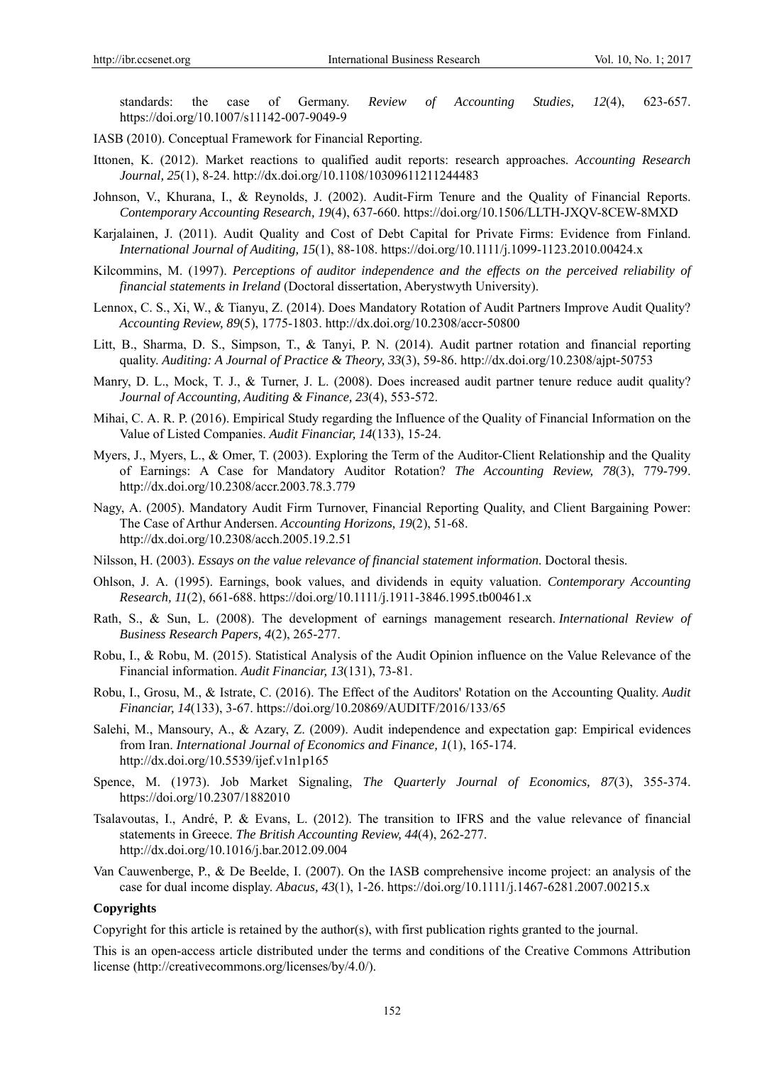standards: the case of Germany. *Review of Accounting Studies, 12*(4), 623-657. https://doi.org/10.1007/s11142-007-9049-9

IASB (2010). Conceptual Framework for Financial Reporting.

Ittonen, K. (2012). Market reactions to qualified audit reports: research approaches. *Accounting Research Journal, 25*(1), 8-24. http://dx.doi.org/10.1108/10309611211244483

Johnson, V., Khurana, I., & Reynolds, J. (2002). Audit-Firm Tenure and the Quality of Financial Reports. *Contemporary Accounting Research, 19*(4), 637-660. https://doi.org/10.1506/LLTH-JXQV-8CEW-8MXD

Karjalainen, J. (2011). Audit Quality and Cost of Debt Capital for Private Firms: Evidence from Finland. *International Journal of Auditing, 15*(1), 88-108. https://doi.org/10.1111/j.1099-1123.2010.00424.x

Kilcommins, M. (1997). *Perceptions of auditor independence and the effects on the perceived reliability of financial statements in Ireland* (Doctoral dissertation, Aberystwyth University).

Lennox, C. S., Xi, W., & Tianyu, Z. (2014). Does Mandatory Rotation of Audit Partners Improve Audit Quality? *Accounting Review, 89*(5), 1775-1803. http://dx.doi.org/10.2308/accr-50800

Litt, B., Sharma, D. S., Simpson, T., & Tanyi, P. N. (2014). Audit partner rotation and financial reporting quality. *Auditing: A Journal of Practice & Theory, 33*(3), 59-86. http://dx.doi.org/10.2308/ajpt-50753

Manry, D. L., Mock, T. J., & Turner, J. L. (2008). Does increased audit partner tenure reduce audit quality? *Journal of Accounting, Auditing & Finance, 23*(4), 553-572.

Mihai, C. A. R. P. (2016). Empirical Study regarding the Influence of the Quality of Financial Information on the Value of Listed Companies. *Audit Financiar, 14*(133), 15-24.

Myers, J., Myers, L., & Omer, T. (2003). Exploring the Term of the Auditor-Client Relationship and the Quality of Earnings: A Case for Mandatory Auditor Rotation? *The Accounting Review, 78*(3), 779-799. http://dx.doi.org/10.2308/accr.2003.78.3.779

Nagy, A. (2005). Mandatory Audit Firm Turnover, Financial Reporting Quality, and Client Bargaining Power: The Case of Arthur Andersen. *Accounting Horizons, 19*(2), 51-68. http://dx.doi.org/10.2308/acch.2005.19.2.51

Nilsson, H. (2003). *Essays on the value relevance of financial statement information*. Doctoral thesis.

Ohlson, J. A. (1995). Earnings, book values, and dividends in equity valuation. *Contemporary Accounting Research, 11*(2), 661-688. https://doi.org/10.1111/j.1911-3846.1995.tb00461.x

Rath, S., & Sun, L. (2008). The development of earnings management research. *International Review of Business Research Papers, 4*(2), 265-277.

Robu, I., & Robu, M. (2015). Statistical Analysis of the Audit Opinion influence on the Value Relevance of the Financial information. *Audit Financiar, 13*(131), 73-81.

Robu, I., Grosu, M., & Istrate, C. (2016). The Effect of the Auditors' Rotation on the Accounting Quality. *Audit Financiar, 14*(133), 3-67. https://doi.org/10.20869/AUDITF/2016/133/65

Salehi, M., Mansoury, A., & Azary, Z. (2009). Audit independence and expectation gap: Empirical evidences from Iran. *International Journal of Economics and Finance, 1*(1), 165-174. http://dx.doi.org/10.5539/ijef.v1n1p165

Spence, M. (1973). Job Market Signaling, *The Quarterly Journal of Economics, 87*(3), 355-374. https://doi.org/10.2307/1882010

Tsalavoutas, I., André, P. & Evans, L. (2012). The transition to IFRS and the value relevance of financial statements in Greece. *The British Accounting Review, 44*(4), 262-277. http://dx.doi.org/10.1016/j.bar.2012.09.004

Van Cauwenberge, P., & De Beelde, I. (2007). On the IASB comprehensive income project: an analysis of the case for dual income display. *Abacus, 43*(1), 1-26. https://doi.org/10.1111/j.1467-6281.2007.00215.x

**Copyrights**

Copyright for this article is retained by the author(s), with first publication rights granted to the journal.

This is an open-access article distributed under the terms and conditions of the Creative Commons Attribution license (http://creativecommons.org/licenses/by/4.0/).